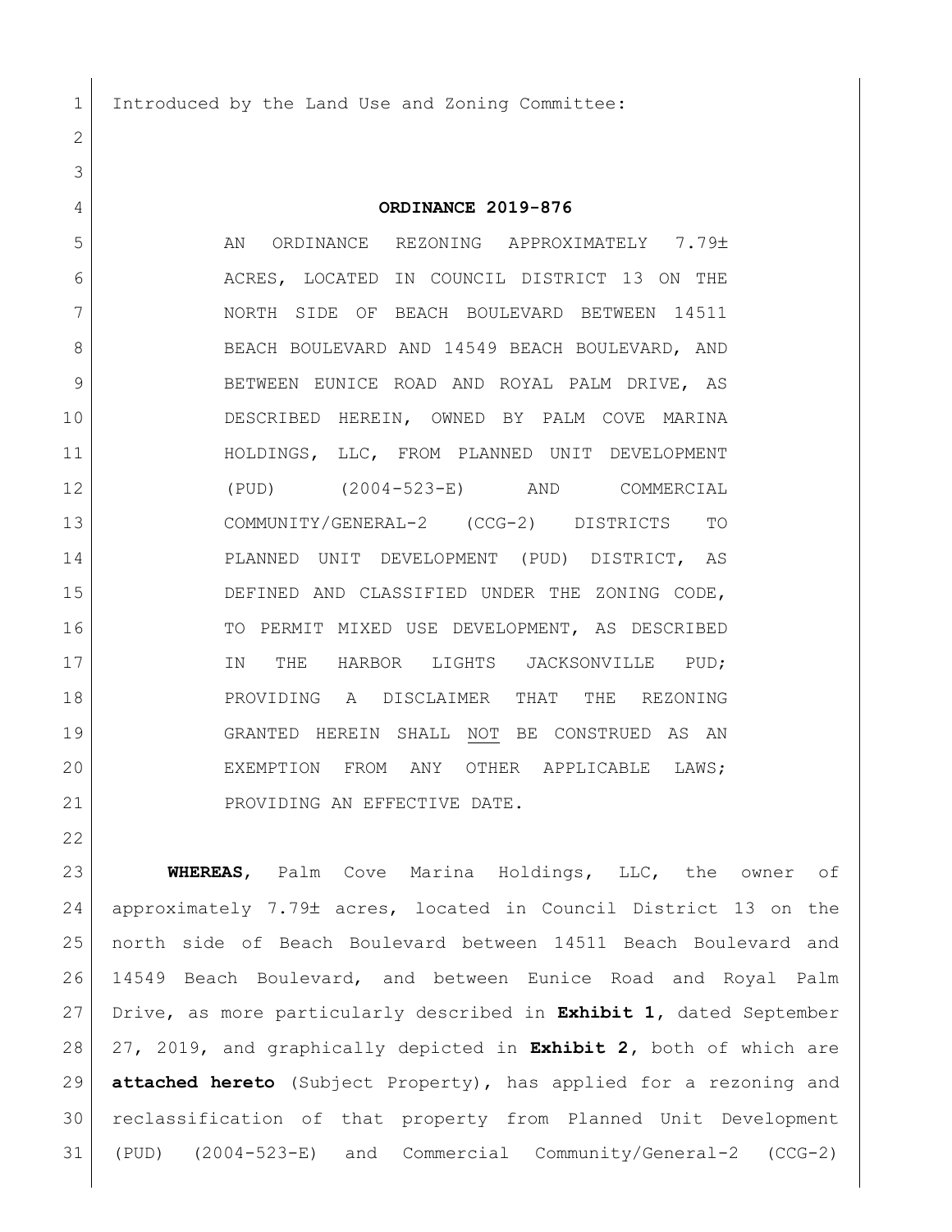Introduced by the Land Use and Zoning Committee:

**ORDINANCE 2019-876**

AN ORDINANCE REZONING APPROXIMATELY 7.79± ACRES, LOCATED IN COUNCIL DISTRICT 13 ON THE NORTH SIDE OF BEACH BOULEVARD BETWEEN 14511 BEACH BOULEVARD AND 14549 BEACH BOULEVARD, AND BETWEEN EUNICE ROAD AND ROYAL PALM DRIVE, AS DESCRIBED HEREIN, OWNED BY PALM COVE MARINA HOLDINGS, LLC, FROM PLANNED UNIT DEVELOPMENT (PUD) (2004-523-E) AND COMMERCIAL COMMUNITY/GENERAL-2 (CCG-2) DISTRICTS TO PLANNED UNIT DEVELOPMENT (PUD) DISTRICT, AS DEFINED AND CLASSIFIED UNDER THE ZONING CODE, TO PERMIT MIXED USE DEVELOPMENT, AS DESCRIBED IN THE HARBOR LIGHTS JACKSONVILLE PUD; PROVIDING A DISCLAIMER THAT THE REZONING GRANTED HEREIN SHALL NOT BE CONSTRUED AS AN EXEMPTION FROM ANY OTHER APPLICABLE LAWS; PROVIDING AN EFFECTIVE DATE.

**WHEREAS**, Palm Cove Marina Holdings, LLC, the owner of approximately 7.79± acres, located in Council District 13 on the north side of Beach Boulevard between 14511 Beach Boulevard and 14549 Beach Boulevard, and between Eunice Road and Royal Palm Drive, as more particularly described in **Exhibit 1**, dated September 27, 2019, and graphically depicted in **Exhibit 2**, both of which are **attached hereto** (Subject Property), has applied for a rezoning and reclassification of that property from Planned Unit Development (PUD) (2004-523-E) and Commercial Community/General-2 (CCG-2)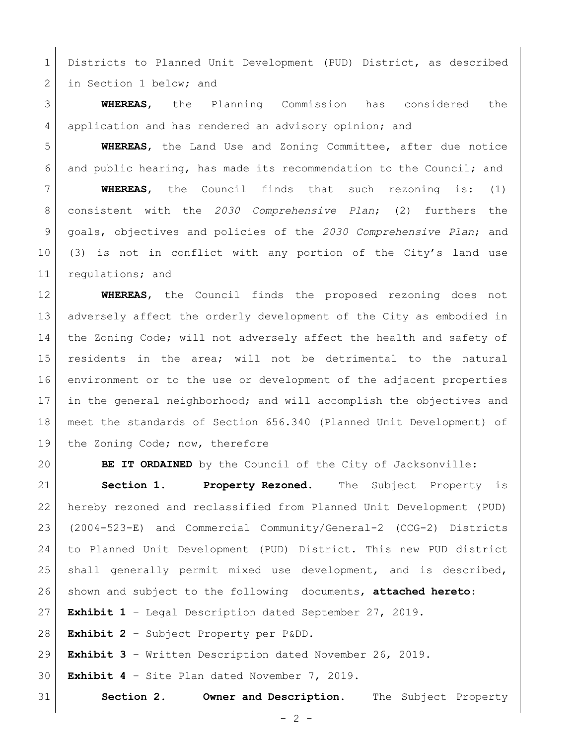Districts to Planned Unit Development (PUD) District, as described in Section 1 below; and

**WHEREAS**, the Planning Commission has considered the application and has rendered an advisory opinion; and

**WHEREAS**, the Land Use and Zoning Committee, after due notice and public hearing, has made its recommendation to the Council; and

**WHEREAS**, the Council finds that such rezoning is: (1) consistent with the *2030 Comprehensive Plan*; (2) furthers the goals, objectives and policies of the *2030 Comprehensive Plan*; and (3) is not in conflict with any portion of the City's land use regulations; and

**WHEREAS**, the Council finds the proposed rezoning does not adversely affect the orderly development of the City as embodied in the Zoning Code; will not adversely affect the health and safety of residents in the area; will not be detrimental to the natural environment or to the use or development of the adjacent properties in the general neighborhood; and will accomplish the objectives and meet the standards of Section 656.340 (Planned Unit Development) of the Zoning Code; now, therefore

**BE IT ORDAINED** by the Council of the City of Jacksonville:

**Section 1. Property Rezoned.** The Subject Property is hereby rezoned and reclassified from Planned Unit Development (PUD) (2004-523-E) and Commercial Community/General-2 (CCG-2) Districts to Planned Unit Development (PUD) District. This new PUD district shall generally permit mixed use development, and is described, shown and subject to the following documents, **attached hereto**:

**Exhibit 1** – Legal Description dated September 27, 2019.

**Exhibit 2** – Subject Property per P&DD.

**Exhibit 3** – Written Description dated November 26, 2019.

**Exhibit 4** – Site Plan dated November 7, 2019.

**Section 2. Owner and Description.** The Subject Property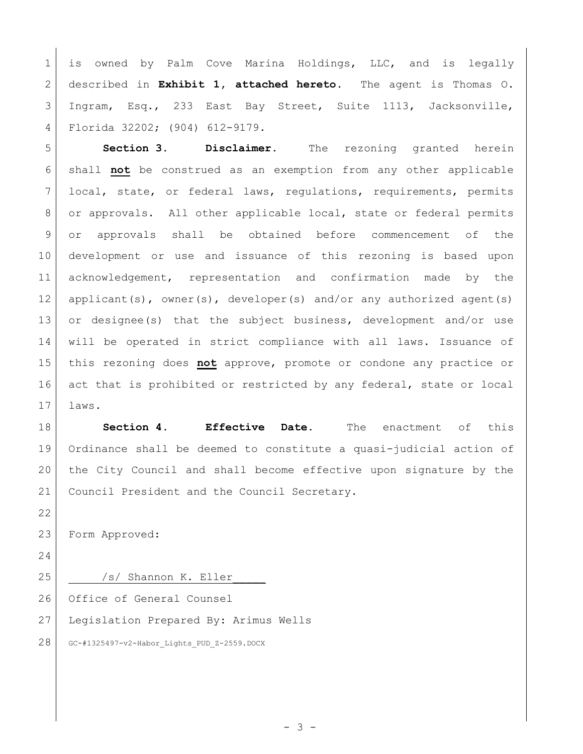is owned by Palm Cove Marina Holdings, LLC, and is legally described in **Exhibit 1, attached hereto**. The agent is Thomas O. Ingram, Esq., 233 East Bay Street, Suite 1113, Jacksonville, Florida 32202; (904) 612-9179.

**Section 3. Disclaimer.** The rezoning granted herein shall **not** be construed as an exemption from any other applicable local, state, or federal laws, regulations, requirements, permits or approvals. All other applicable local, state or federal permits or approvals shall be obtained before commencement of the development or use and issuance of this rezoning is based upon acknowledgement, representation and confirmation made by the applicant(s), owner(s), developer(s) and/or any authorized agent(s) or designee(s) that the subject business, development and/or use will be operated in strict compliance with all laws. Issuance of this rezoning does **not** approve, promote or condone any practice or act that is prohibited or restricted by any federal, state or local laws.

**Section 4. Effective Date.** The enactment of this Ordinance shall be deemed to constitute a quasi-judicial action of the City Council and shall become effective upon signature by the Council President and the Council Secretary.

Form Approved:

/s/ Shannon K. Eller

Office of General Counsel

Legislation Prepared By: Arimus Wells

GC-#1325497-v2-Habor_Lights_PUD_Z-2559.DOCX